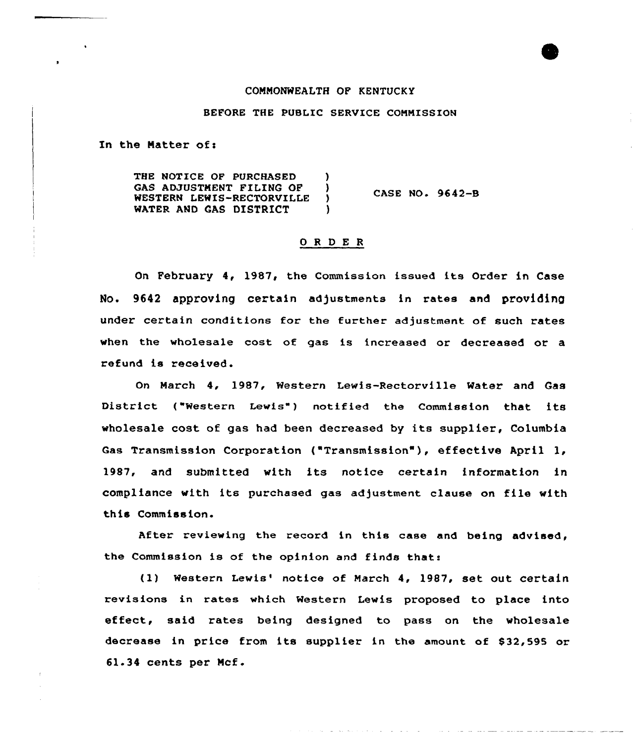COMMONWEALTH OF KENTUCKY

BEFORE THE PUBLIC SERVICE COMMISSION

In the Matter of:

THE NOTICE OF PURCHASED GAS ADJUSTMENT FILING OF WESTERN LEWIS-RECTORVILLE WATER AND GAS DISTRICT ) CASE NO. 9642-B

## O R D E R

On February 4, 1987, the Commission issued its Order in Case No. 9642 approving certain adjustments in rates and providing under certain conditions for the further adjustment of such rates when the wholesale cost of gas is increased or decreased or a refund is received.

On March 4, 1987, Western Lewis-Rectorville Water and Gas District ("Western Lewis") notified the Commission that its wholesale cost of gas had been decreased by its supplier, Columbia Gas Transmission Corporation ("Transmission"), effective April 1, 1987, and submitted with its notice certain information in compliance with its purchased gas adjustment clause on file with this Commission.

After reviewing the record in this case and being advised, the Commission is of the opinion and finds that:

(1) Western Lewis' notice of March 4, 1987, set out certain revisions in rates which Western Lewis proposed to place into effect, said rates being designed to pass on the wholesale decrease in price from its supplier in the amount of $32,595 or 61.34 cents per Mcf.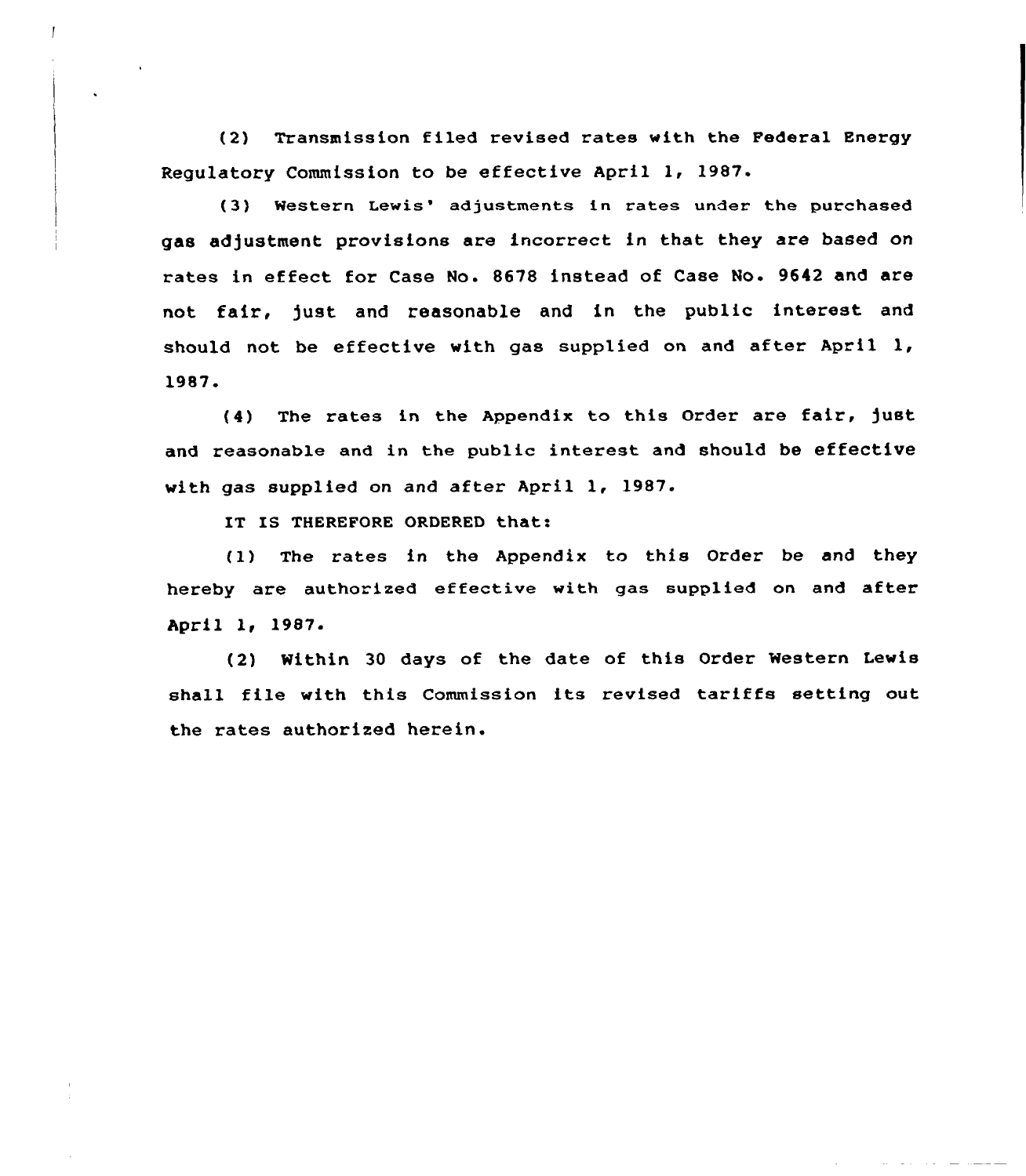(2) Transmission filed revised rates with the Federal Energy Regulatory Commission to be effective April 1, 1987.

(3) Western Lewis' adjustments in rates under the purchased gas adjustment provisions are incorrect in that they are based on rates in effect for Case No. 8678 instead of Case No. 9642 and are not fair, just and reasonable and in the public interest and should not be effective with gas supplied on and after April 1, 1987.

(4) The rates in the Appendix to this Order are fair, just and reasonable and in the public interest and should be effective with gas supplied on and after April 1, 1987.

IT IS THEREFORE ORDERED that:

(1) The rates in the Appendix to this Order be and they hereby are authorized effective with gas supplied on and after April 1, 1987.

(2) Within 30 days of the date of this Order Western Lewis shall file with this Commission its revised tariffs setting out the rates authorized herein.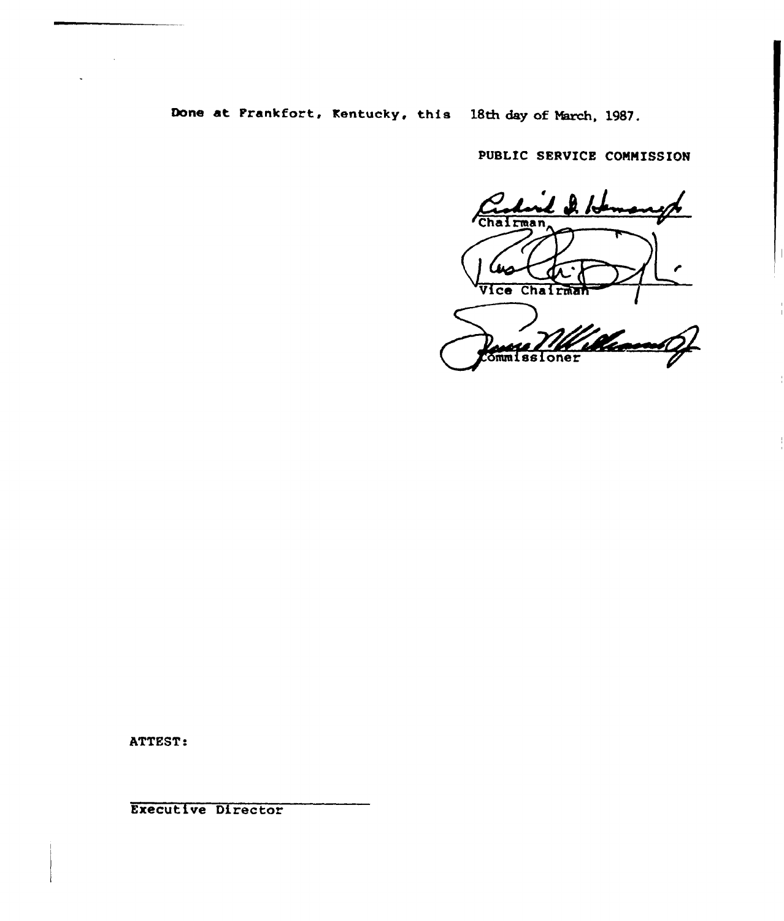Done at Frankfort, Kentucky, this 18th day of March, 1987.

PUBLIC SERVICE COMMISSION

Chairman

Vice Chairman

Commissioner

ATTEST:

Executive Director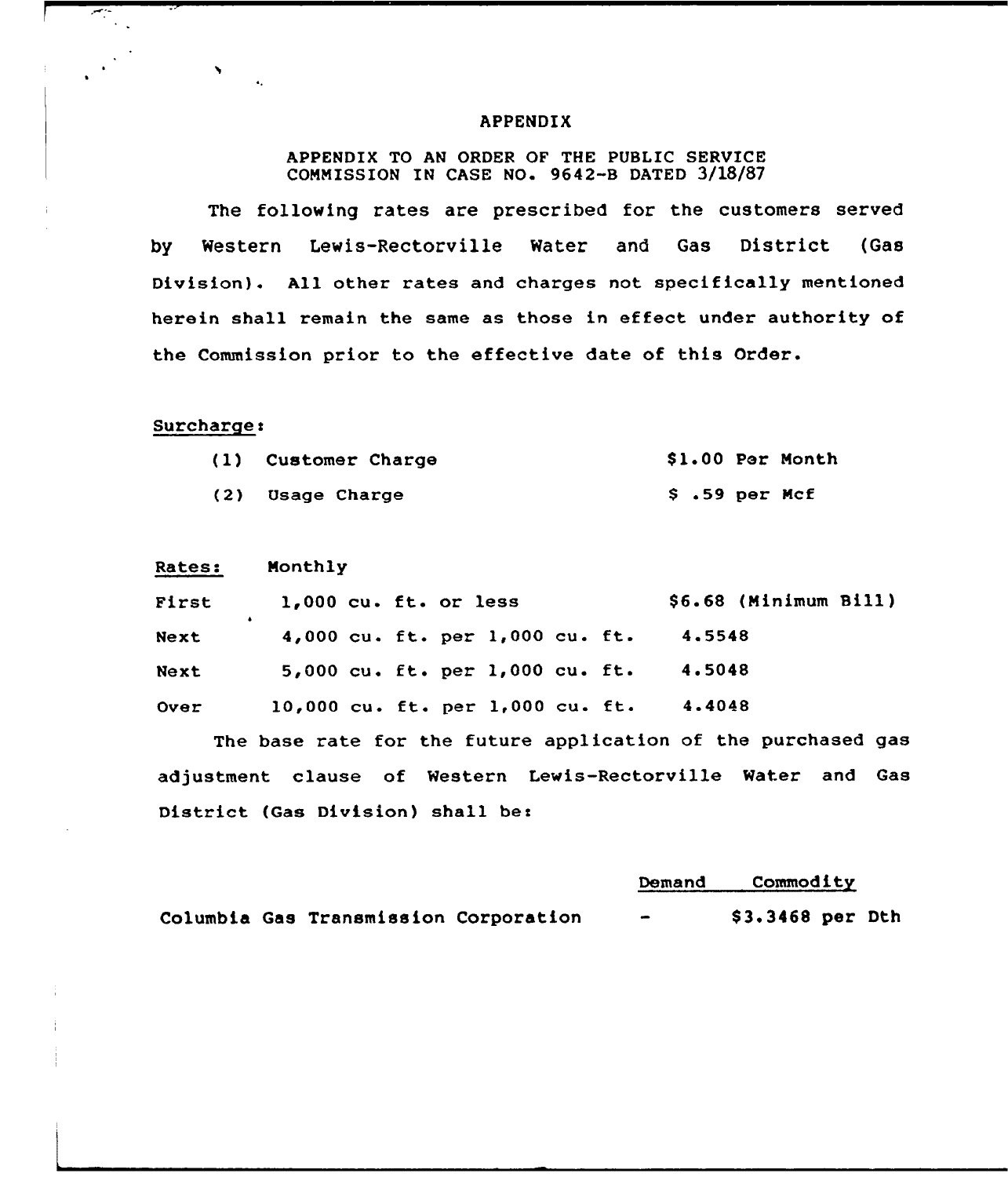# APPENDIX

APPENDIX TO AN ORDER OF THE PUBLIC SERVICE COMMISSION IN CASE NO. 9642-B DATED 3/18/87

The following rates are prescribed for the customers served by Western Lewis-Rectorville Water and Gas District (Gas Division). All other rates and charges not specifically mentioned herein shall remain the same as those in effect under authority of the Commission prior to the effective date of this Order.

Surcharge:

| | |
|---|---|
| (1) Customer Charge | $1.00 Per Month |
| (2) Usage Charge | $ .59 per Mcf |

Rates: Monthly

| | | |
|---|---|---|
| First | 1,000 cu. ft. or less | $6.68 (Minimum Bill) |
| Next | 4,000 cu. ft. per 1,000 cu. ft. | 4.5548 |
| Next | 5,000 cu. ft. per 1,000 cu. ft. | 4.5048 |
| Over | 10,000 cu. ft. per 1,000 cu. ft. | 4.4048 |

The base rate for the future application of the purchased gas adjustment clause of Western Lewis-Rectorville Water and Gas District (Gas Division) shall be:

| | Demand | Commodity |
|---|---|---|
| Columbia Gas Transmission Corporation | - | $3.3468 per Dth |